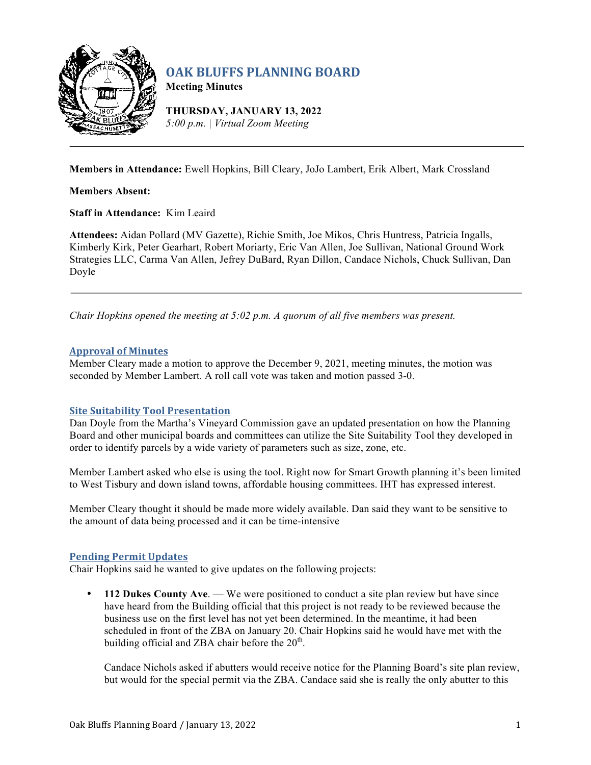# OAK BLUFFS PLANNING BOARD

**Meeting Minutes**

**THURSDAY, JANUARY 13, 2022**
*5:00 p.m. | Virtual Zoom Meeting*

---

**Members in Attendance:** Ewell Hopkins, Bill Cleary, JoJo Lambert, Erik Albert, Mark Crossland

**Members Absent:**

**Staff in Attendance:** Kim Leaird

**Attendees:** Aidan Pollard (MV Gazette), Richie Smith, Joe Mikos, Chris Huntress, Patricia Ingalls, Kimberly Kirk, Peter Gearhart, Robert Moriarty, Eric Van Allen, Joe Sullivan, National Ground Work Strategies LLC, Carma Van Allen, Jefrey DuBard, Ryan Dillon, Candace Nichols, Chuck Sullivan, Dan Doyle

---

*Chair Hopkins opened the meeting at 5:02 p.m. A quorum of all five members was present.*

## Approval of Minutes

Member Cleary made a motion to approve the December 9, 2021, meeting minutes, the motion was seconded by Member Lambert. A roll call vote was taken and motion passed 3-0.

## Site Suitability Tool Presentation

Dan Doyle from the Martha's Vineyard Commission gave an updated presentation on how the Planning Board and other municipal boards and committees can utilize the Site Suitability Tool they developed in order to identify parcels by a wide variety of parameters such as size, zone, etc.

Member Lambert asked who else is using the tool. Right now for Smart Growth planning it's been limited to West Tisbury and down island towns, affordable housing committees. IHT has expressed interest.

Member Cleary thought it should be made more widely available. Dan said they want to be sensitive to the amount of data being processed and it can be time-intensive

## Pending Permit Updates

Chair Hopkins said he wanted to give updates on the following projects:

- **112 Dukes County Ave**. — We were positioned to conduct a site plan review but have since have heard from the Building official that this project is not ready to be reviewed because the business use on the first level has not yet been determined. In the meantime, it had been scheduled in front of the ZBA on January 20. Chair Hopkins said he would have met with the building official and ZBA chair before the 20th.

  Candace Nichols asked if abutters would receive notice for the Planning Board's site plan review, but would for the special permit via the ZBA. Candace said she is really the only abutter to this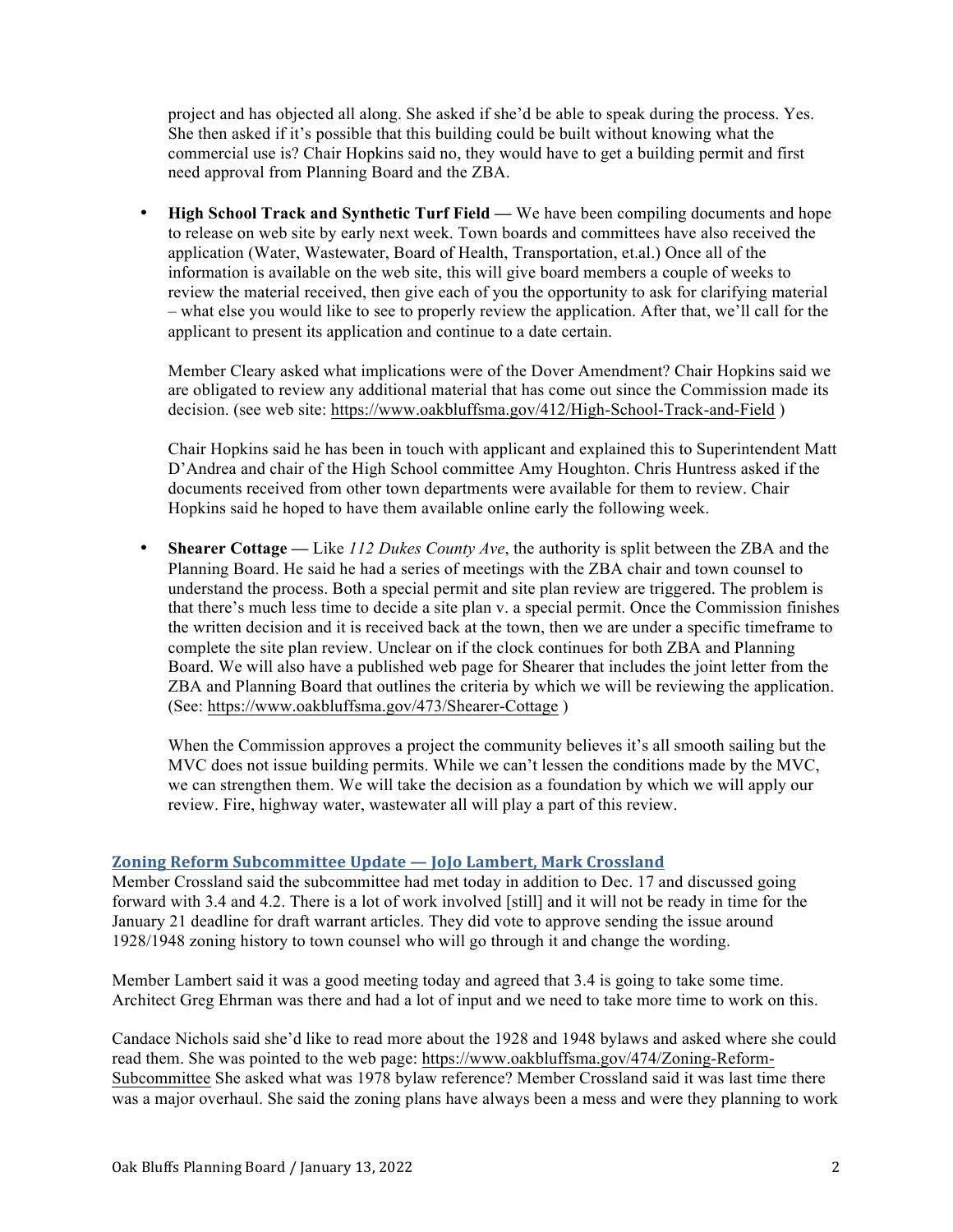project and has objected all along. She asked if she'd be able to speak during the process. Yes. She then asked if it's possible that this building could be built without knowing what the commercial use is? Chair Hopkins said no, they would have to get a building permit and first need approval from Planning Board and the ZBA.

- **High School Track and Synthetic Turf Field —** We have been compiling documents and hope to release on web site by early next week. Town boards and committees have also received the application (Water, Wastewater, Board of Health, Transportation, et.al.) Once all of the information is available on the web site, this will give board members a couple of weeks to review the material received, then give each of you the opportunity to ask for clarifying material – what else you would like to see to properly review the application. After that, we'll call for the applicant to present its application and continue to a date certain.

  Member Cleary asked what implications were of the Dover Amendment? Chair Hopkins said we are obligated to review any additional material that has come out since the Commission made its decision. (see web site: https://www.oakbluffsma.gov/412/High-School-Track-and-Field )

  Chair Hopkins said he has been in touch with applicant and explained this to Superintendent Matt D'Andrea and chair of the High School committee Amy Houghton. Chris Huntress asked if the documents received from other town departments were available for them to review. Chair Hopkins said he hoped to have them available online early the following week.

- **Shearer Cottage —** Like *112 Dukes County Ave*, the authority is split between the ZBA and the Planning Board. He said he had a series of meetings with the ZBA chair and town counsel to understand the process. Both a special permit and site plan review are triggered. The problem is that there's much less time to decide a site plan v. a special permit. Once the Commission finishes the written decision and it is received back at the town, then we are under a specific timeframe to complete the site plan review. Unclear on if the clock continues for both ZBA and Planning Board. We will also have a published web page for Shearer that includes the joint letter from the ZBA and Planning Board that outlines the criteria by which we will be reviewing the application. (See: https://www.oakbluffsma.gov/473/Shearer-Cottage )

  When the Commission approves a project the community believes it's all smooth sailing but the MVC does not issue building permits. While we can't lessen the conditions made by the MVC, we can strengthen them. We will take the decision as a foundation by which we will apply our review. Fire, highway water, wastewater all will play a part of this review.

## Zoning Reform Subcommittee Update — JoJo Lambert, Mark Crossland

Member Crossland said the subcommittee had met today in addition to Dec. 17 and discussed going forward with 3.4 and 4.2. There is a lot of work involved [still] and it will not be ready in time for the January 21 deadline for draft warrant articles. They did vote to approve sending the issue around 1928/1948 zoning history to town counsel who will go through it and change the wording.

Member Lambert said it was a good meeting today and agreed that 3.4 is going to take some time. Architect Greg Ehrman was there and had a lot of input and we need to take more time to work on this.

Candace Nichols said she'd like to read more about the 1928 and 1948 bylaws and asked where she could read them. She was pointed to the web page: https://www.oakbluffsma.gov/474/Zoning-Reform-Subcommittee She asked what was 1978 bylaw reference? Member Crossland said it was last time there was a major overhaul. She said the zoning plans have always been a mess and were they planning to work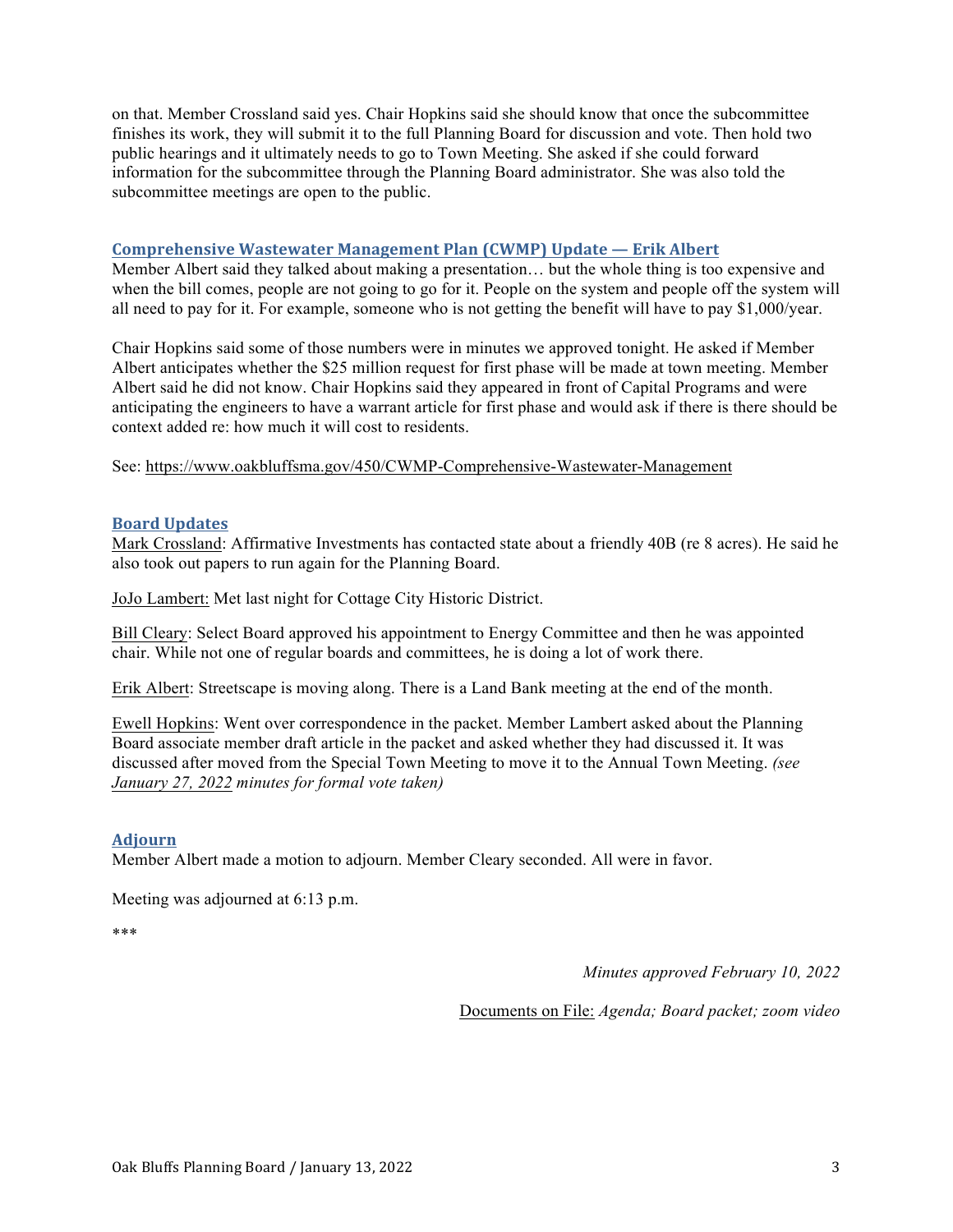on that. Member Crossland said yes. Chair Hopkins said she should know that once the subcommittee finishes its work, they will submit it to the full Planning Board for discussion and vote. Then hold two public hearings and it ultimately needs to go to Town Meeting. She asked if she could forward information for the subcommittee through the Planning Board administrator. She was also told the subcommittee meetings are open to the public.

## Comprehensive Wastewater Management Plan (CWMP) Update — Erik Albert

Member Albert said they talked about making a presentation… but the whole thing is too expensive and when the bill comes, people are not going to go for it. People on the system and people off the system will all need to pay for it. For example, someone who is not getting the benefit will have to pay $1,000/year.

Chair Hopkins said some of those numbers were in minutes we approved tonight. He asked if Member Albert anticipates whether the $25 million request for first phase will be made at town meeting. Member Albert said he did not know. Chair Hopkins said they appeared in front of Capital Programs and were anticipating the engineers to have a warrant article for first phase and would ask if there is there should be context added re: how much it will cost to residents.

See: https://www.oakbluffsma.gov/450/CWMP-Comprehensive-Wastewater-Management

## Board Updates

Mark Crossland: Affirmative Investments has contacted state about a friendly 40B (re 8 acres). He said he also took out papers to run again for the Planning Board.

JoJo Lambert: Met last night for Cottage City Historic District.

Bill Cleary: Select Board approved his appointment to Energy Committee and then he was appointed chair. While not one of regular boards and committees, he is doing a lot of work there.

Erik Albert: Streetscape is moving along. There is a Land Bank meeting at the end of the month.

Ewell Hopkins: Went over correspondence in the packet. Member Lambert asked about the Planning Board associate member draft article in the packet and asked whether they had discussed it. It was discussed after moved from the Special Town Meeting to move it to the Annual Town Meeting. *(see January 27, 2022 minutes for formal vote taken)*

## Adjourn

Member Albert made a motion to adjourn. Member Cleary seconded. All were in favor.

Meeting was adjourned at 6:13 p.m.

***

*Minutes approved February 10, 2022*

Documents on File: *Agenda; Board packet; zoom video*